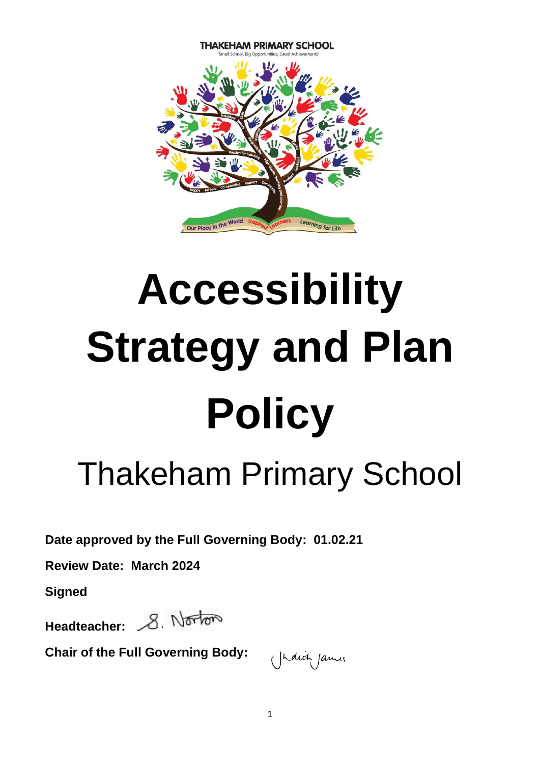THAKEHAM PRIMARY SCHOOL

'Small School, Big Opportunities, Great Achievements'

# Accessibility Strategy and Plan Policy

## Thakeham Primary School

**Date approved by the Full Governing Body: 01.02.21**

**Review Date: March 2024**

**Signed**

**Headteacher:** S. Norton

**Chair of the Full Governing Body:** Judith James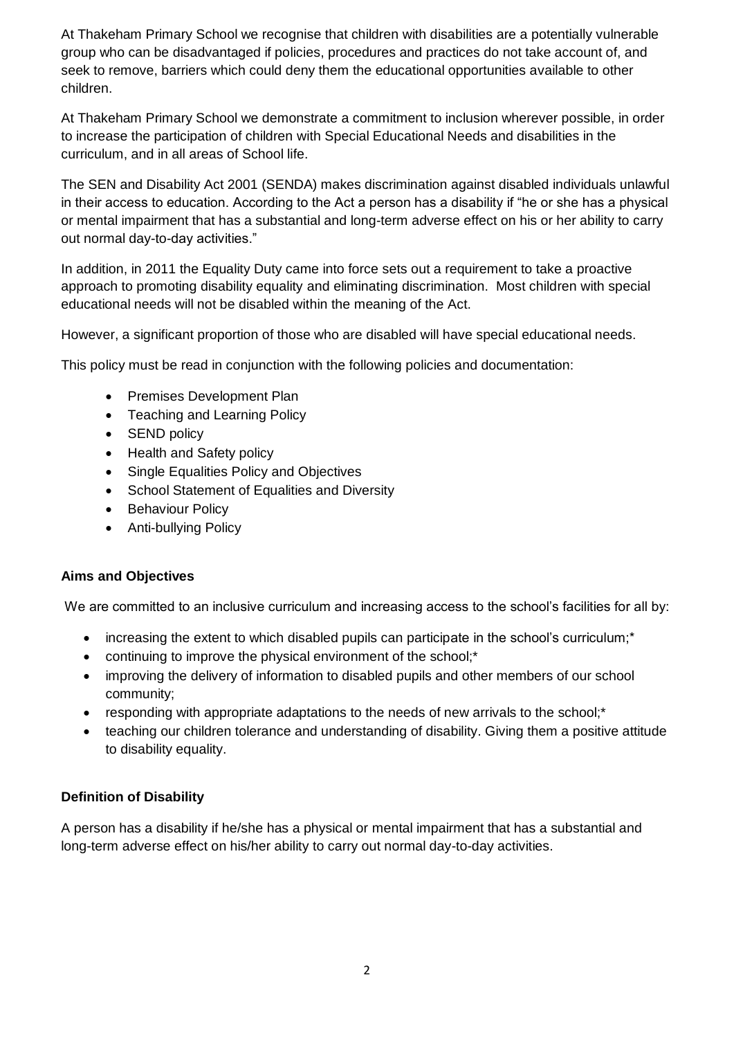At Thakeham Primary School we recognise that children with disabilities are a potentially vulnerable group who can be disadvantaged if policies, procedures and practices do not take account of, and seek to remove, barriers which could deny them the educational opportunities available to other children.

At Thakeham Primary School we demonstrate a commitment to inclusion wherever possible, in order to increase the participation of children with Special Educational Needs and disabilities in the curriculum, and in all areas of School life.

The SEN and Disability Act 2001 (SENDA) makes discrimination against disabled individuals unlawful in their access to education. According to the Act a person has a disability if "he or she has a physical or mental impairment that has a substantial and long-term adverse effect on his or her ability to carry out normal day-to-day activities."

In addition, in 2011 the Equality Duty came into force sets out a requirement to take a proactive approach to promoting disability equality and eliminating discrimination. Most children with special educational needs will not be disabled within the meaning of the Act.

However, a significant proportion of those who are disabled will have special educational needs.

This policy must be read in conjunction with the following policies and documentation:

- Premises Development Plan
- Teaching and Learning Policy
- SEND policy
- Health and Safety policy
- Single Equalities Policy and Objectives
- School Statement of Equalities and Diversity
- Behaviour Policy
- Anti-bullying Policy

**Aims and Objectives**

We are committed to an inclusive curriculum and increasing access to the school's facilities for all by:

- increasing the extent to which disabled pupils can participate in the school's curriculum;*
- continuing to improve the physical environment of the school;*
- improving the delivery of information to disabled pupils and other members of our school community;
- responding with appropriate adaptations to the needs of new arrivals to the school;*
- teaching our children tolerance and understanding of disability. Giving them a positive attitude to disability equality.

**Definition of Disability**

A person has a disability if he/she has a physical or mental impairment that has a substantial and long-term adverse effect on his/her ability to carry out normal day-to-day activities.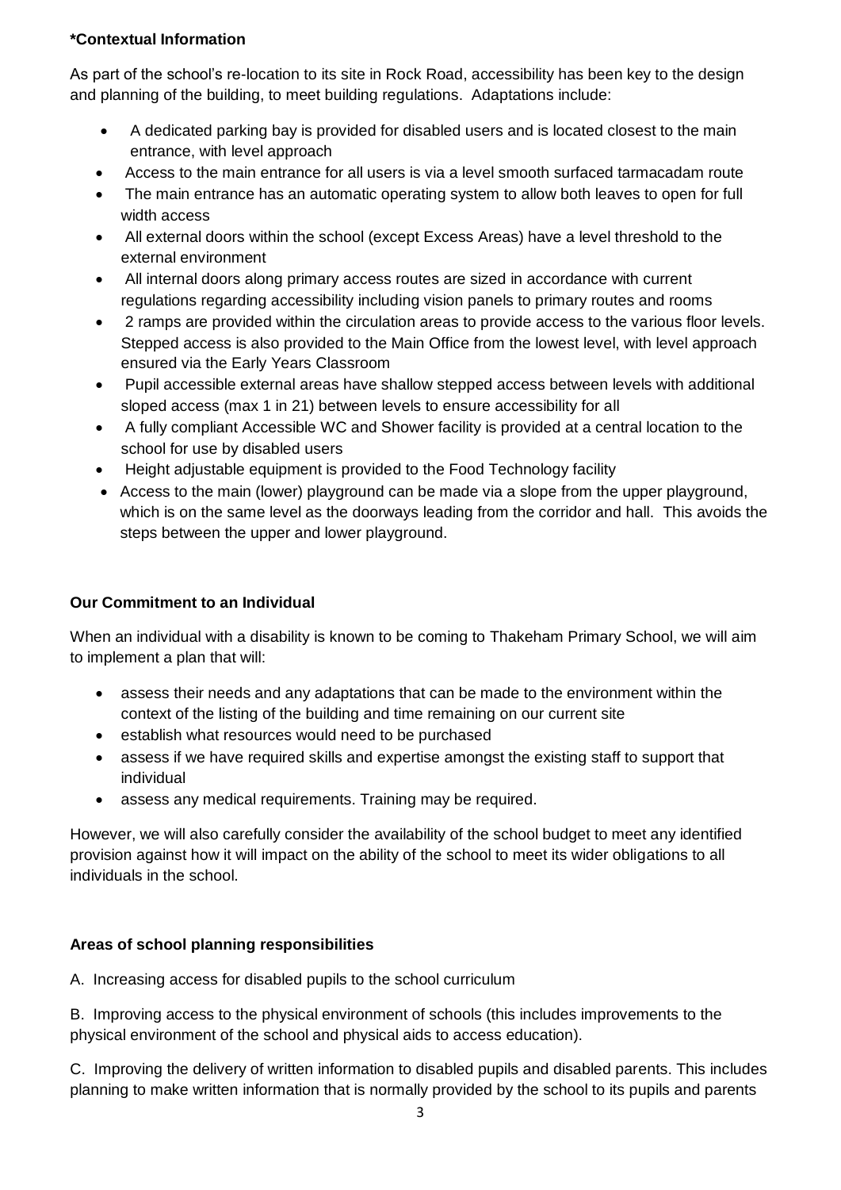**\*Contextual Information**

As part of the school's re-location to its site in Rock Road, accessibility has been key to the design and planning of the building, to meet building regulations. Adaptations include:

- A dedicated parking bay is provided for disabled users and is located closest to the main entrance, with level approach
- Access to the main entrance for all users is via a level smooth surfaced tarmacadam route
- The main entrance has an automatic operating system to allow both leaves to open for full width access
- All external doors within the school (except Excess Areas) have a level threshold to the external environment
- All internal doors along primary access routes are sized in accordance with current regulations regarding accessibility including vision panels to primary routes and rooms
- 2 ramps are provided within the circulation areas to provide access to the various floor levels. Stepped access is also provided to the Main Office from the lowest level, with level approach ensured via the Early Years Classroom
- Pupil accessible external areas have shallow stepped access between levels with additional sloped access (max 1 in 21) between levels to ensure accessibility for all
- A fully compliant Accessible WC and Shower facility is provided at a central location to the school for use by disabled users
- Height adjustable equipment is provided to the Food Technology facility
- Access to the main (lower) playground can be made via a slope from the upper playground, which is on the same level as the doorways leading from the corridor and hall. This avoids the steps between the upper and lower playground.

**Our Commitment to an Individual**

When an individual with a disability is known to be coming to Thakeham Primary School, we will aim to implement a plan that will:

- assess their needs and any adaptations that can be made to the environment within the context of the listing of the building and time remaining on our current site
- establish what resources would need to be purchased
- assess if we have required skills and expertise amongst the existing staff to support that individual
- assess any medical requirements. Training may be required.

However, we will also carefully consider the availability of the school budget to meet any identified provision against how it will impact on the ability of the school to meet its wider obligations to all individuals in the school.

**Areas of school planning responsibilities**

A. Increasing access for disabled pupils to the school curriculum

B. Improving access to the physical environment of schools (this includes improvements to the physical environment of the school and physical aids to access education).

C. Improving the delivery of written information to disabled pupils and disabled parents. This includes planning to make written information that is normally provided by the school to its pupils and parents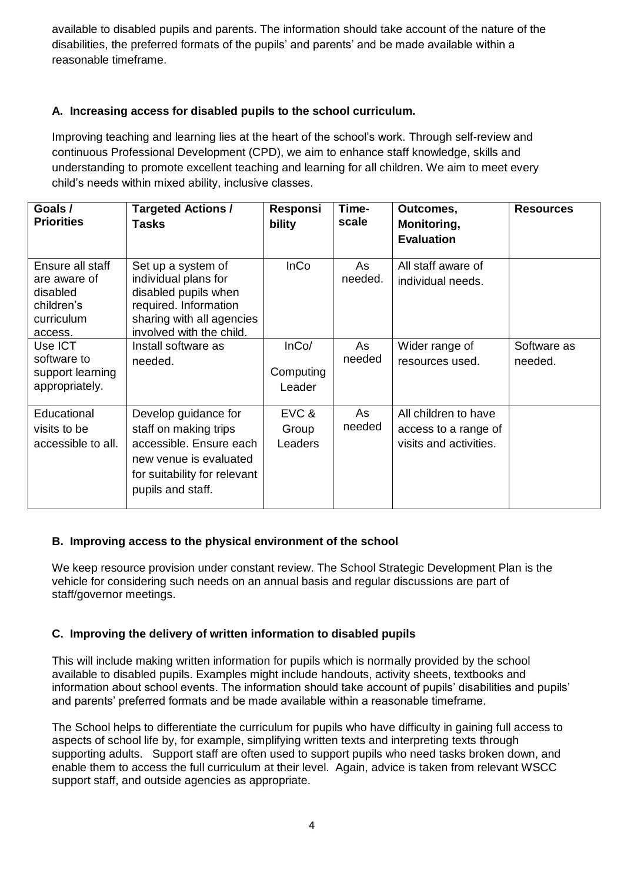available to disabled pupils and parents. The information should take account of the nature of the disabilities, the preferred formats of the pupils' and parents' and be made available within a reasonable timeframe.

### A. Increasing access for disabled pupils to the school curriculum.

Improving teaching and learning lies at the heart of the school's work. Through self-review and continuous Professional Development (CPD), we aim to enhance staff knowledge, skills and understanding to promote excellent teaching and learning for all children. We aim to meet every child's needs within mixed ability, inclusive classes.

| Goals / Priorities | Targeted Actions / Tasks | Responsibility | Time-scale | Outcomes, Monitoring, Evaluation | Resources |
|---|---|---|---|---|---|
| Ensure all staff are aware of disabled children's curriculum access. | Set up a system of individual plans for disabled pupils when required. Information sharing with all agencies involved with the child. | InCo | As needed. | All staff aware of individual needs. | |
| Use ICT software to support learning appropriately. | Install software as needed. | InCo/ Computing Leader | As needed | Wider range of resources used. | Software as needed. |
| Educational visits to be accessible to all. | Develop guidance for staff on making trips accessible. Ensure each new venue is evaluated for suitability for relevant pupils and staff. | EVC & Group Leaders | As needed | All children to have access to a range of visits and activities. | |

### B. Improving access to the physical environment of the school

We keep resource provision under constant review. The School Strategic Development Plan is the vehicle for considering such needs on an annual basis and regular discussions are part of staff/governor meetings.

### C. Improving the delivery of written information to disabled pupils

This will include making written information for pupils which is normally provided by the school available to disabled pupils. Examples might include handouts, activity sheets, textbooks and information about school events. The information should take account of pupils' disabilities and pupils' and parents' preferred formats and be made available within a reasonable timeframe.

The School helps to differentiate the curriculum for pupils who have difficulty in gaining full access to aspects of school life by, for example, simplifying written texts and interpreting texts through supporting adults. Support staff are often used to support pupils who need tasks broken down, and enable them to access the full curriculum at their level. Again, advice is taken from relevant WSCC support staff, and outside agencies as appropriate.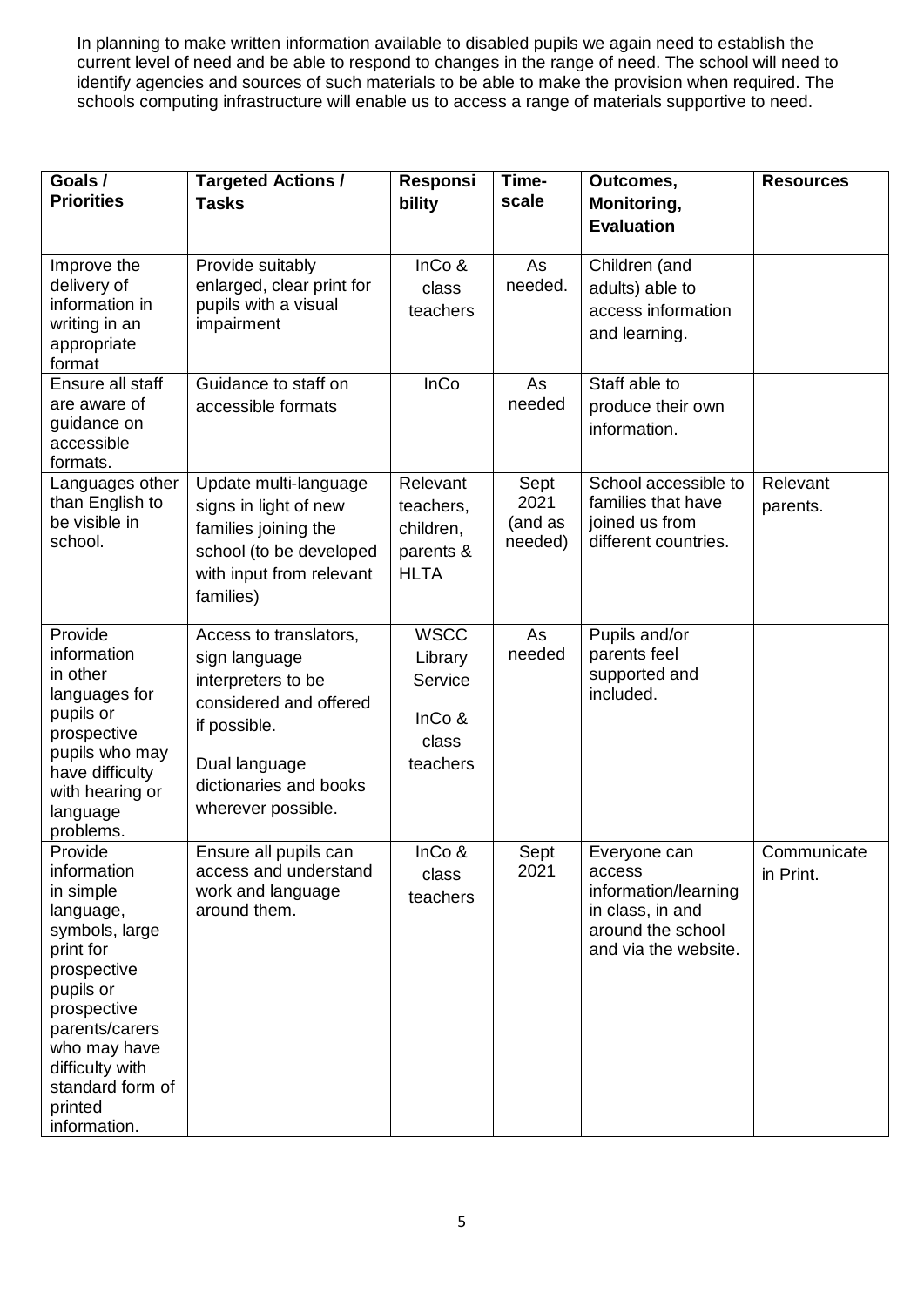In planning to make written information available to disabled pupils we again need to establish the current level of need and be able to respond to changes in the range of need. The school will need to identify agencies and sources of such materials to be able to make the provision when required. The schools computing infrastructure will enable us to access a range of materials supportive to need.

| Goals / Priorities | Targeted Actions / Tasks | Responsibility | Time-scale | Outcomes, Monitoring, Evaluation | Resources |
|---|---|---|---|---|---|
| Improve the delivery of information in writing in an appropriate format | Provide suitably enlarged, clear print for pupils with a visual impairment | InCo & class teachers | As needed. | Children (and adults) able to access information and learning. | |
| Ensure all staff are aware of guidance on accessible formats. | Guidance to staff on accessible formats | InCo | As needed | Staff able to produce their own information. | |
| Languages other than English to be visible in school. | Update multi-language signs in light of new families joining the school (to be developed with input from relevant families) | Relevant teachers, children, parents & HLTA | Sept 2021 (and as needed) | School accessible to families that have joined us from different countries. | Relevant parents. |
| Provide information in other languages for pupils or prospective pupils who may have difficulty with hearing or language problems. | Access to translators, sign language interpreters to be considered and offered if possible.<br><br>Dual language dictionaries and books wherever possible. | WSCC Library Service<br><br>InCo & class teachers | As needed | Pupils and/or parents feel supported and included. | |
| Provide information in simple language, symbols, large print for prospective pupils or prospective parents/carers who may have difficulty with standard form of printed information. | Ensure all pupils can access and understand work and language around them. | InCo & class teachers | Sept 2021 | Everyone can access information/learning in class, in and around the school and via the website. | Communicate in Print. |